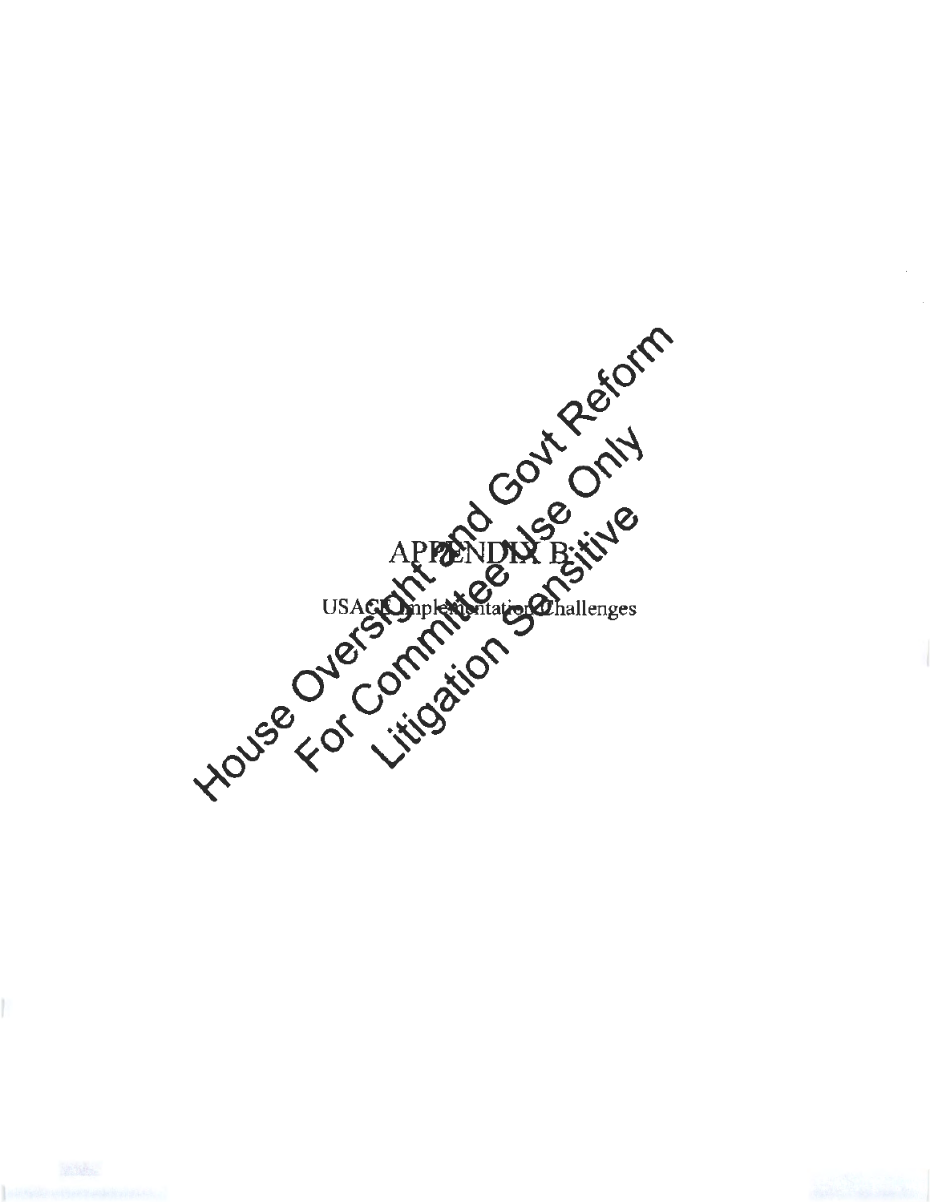# APPENDIX B:

USACE Implementation Challenges

House Oversight and Govt Reform
For Committee Use Only
Litigation Sensitive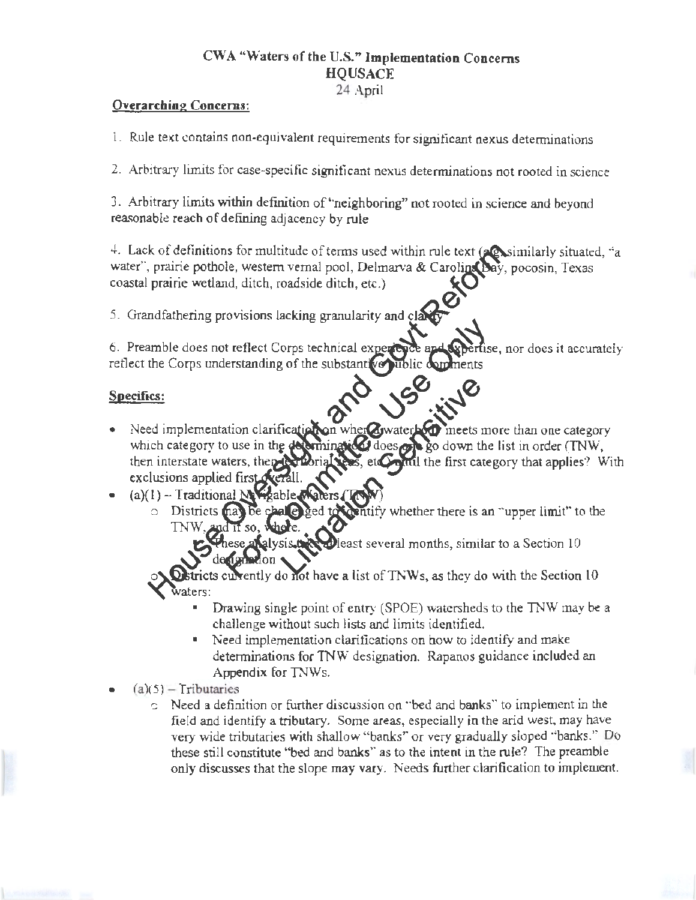**CWA "Waters of the U.S." Implementation Concerns**
**HQUSACE**
24 April

**Overarching Concerns:**

1. Rule text contains non-equivalent requirements for significant nexus determinations

2. Arbitrary limits for case-specific significant nexus determinations not rooted in science

3. Arbitrary limits within definition of "neighboring" not rooted in science and beyond reasonable reach of defining adjacency by rule

4. Lack of definitions for multitude of terms used within rule text (e.g. similarly situated, "a water", prairie pothole, western vernal pool, Delmarva & Carolina Bay, pocosin, Texas coastal prairie wetland, ditch, roadside ditch, etc.)

5. Grandfathering provisions lacking granularity and clarity

6. Preamble does not reflect Corps technical experience and expertise, nor does it accurately reflect the Corps understanding of the substantive public comments

**Specifics:**

- Need implementation clarification on when a waterbody meets more than one category which category to use in the determination; does one go down the list in order (TNW, then interstate waters, then territorial seas, etc.) until the first category that applies? With exclusions applied first overall.
- (a)(1) – Traditional Navigable Waters (TNW)
  - Districts may be challenged to identify whether there is an "upper limit" to the TNW, and if so, where.
    - These analysis take at least several months, similar to a Section 10 designation
  - Districts currently do not have a list of TNWs, as they do with the Section 10 waters:
    - Drawing single point of entry (SPOE) watersheds to the TNW may be a challenge without such lists and limits identified.
    - Need implementation clarifications on how to identify and make determinations for TNW designation. Rapanos guidance included an Appendix for TNWs.
- (a)(5) – Tributaries
  - Need a definition or further discussion on "bed and banks" to implement in the field and identify a tributary. Some areas, especially in the arid west, may have very wide tributaries with shallow "banks" or very gradually sloped "banks." Do these still constitute "bed and banks" as to the intent in the rule? The preamble only discusses that the slope may vary. Needs further clarification to implement.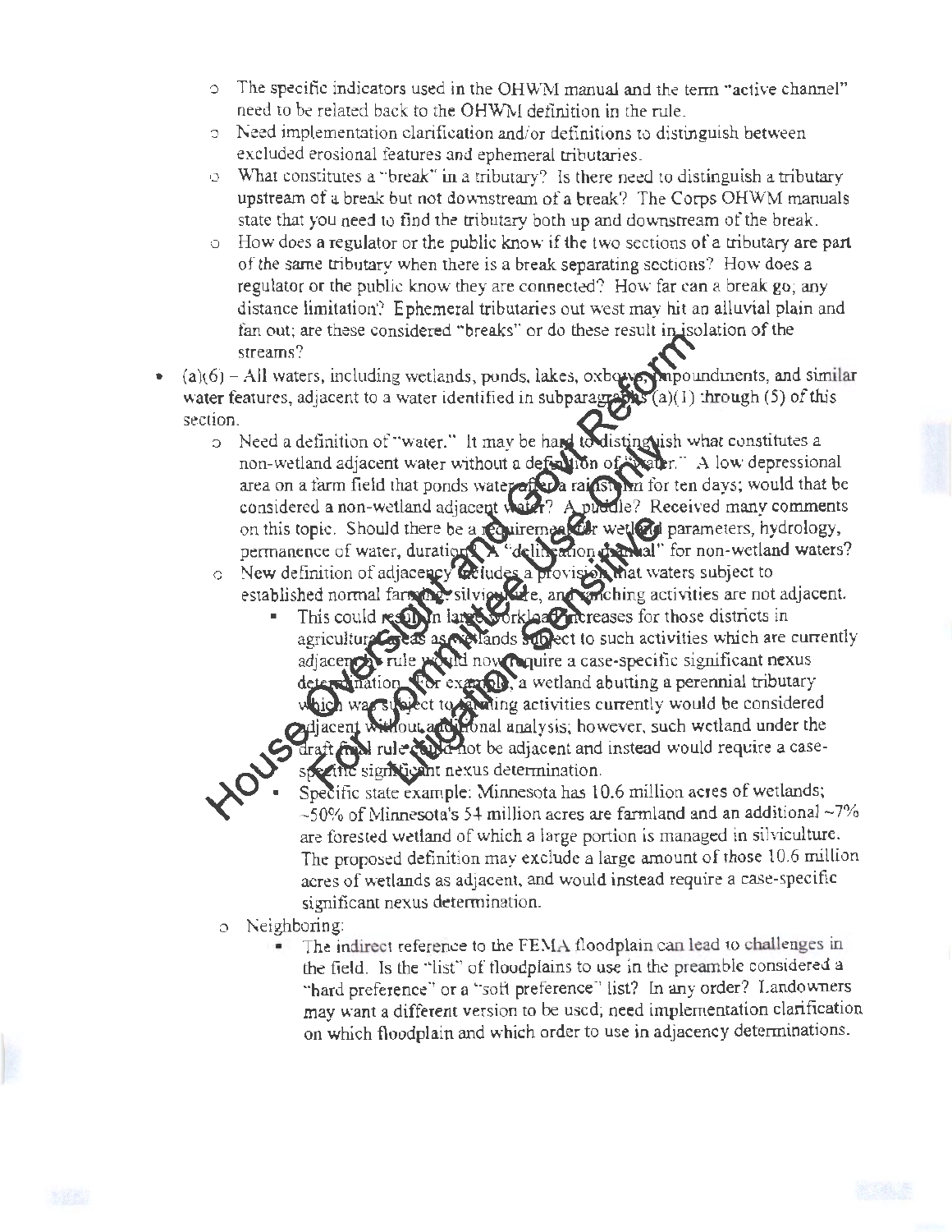- The specific indicators used in the OHWM manual and the term "active channel" need to be related back to the OHWM definition in the rule.
- Need implementation clarification and/or definitions to distinguish between excluded erosional features and ephemeral tributaries.
- What constitutes a "break" in a tributary? Is there need to distinguish a tributary upstream of a break but not downstream of a break? The Corps OHWM manuals state that you need to find the tributary both up and downstream of the break.
- How does a regulator or the public know if the two sections of a tributary are part of the same tributary when there is a break separating sections? How does a regulator or the public know they are connected? How far can a break go; any distance limitation? Ephemeral tributaries out west may hit an alluvial plain and fan out; are these considered "breaks" or do these result in isolation of the streams?

- (a)(6) – All waters, including wetlands, ponds, lakes, oxbows, impoundments, and similar water features, adjacent to a water identified in subparagraphs (a)(1) through (5) of this section.
  - Need a definition of "water." It may be hard to distinguish what constitutes a non-wetland adjacent water without a definition of "water." A low depressional area on a farm field that ponds water after a rainstorm for ten days; would that be considered a non-wetland adjacent water? A puddle? Received many comments on this topic. Should there be a requirement for wetland parameters, hydrology, permanence of water, duration? A "delineation manual" for non-wetland waters?
  - New definition of adjacency includes a provision that waters subject to established normal farming, silviculture, and ranching activities are not adjacent.
    - This could result in large workload increases for those districts in agricultural areas as wetlands subject to such activities which are currently adjacent by rule would now require a case-specific significant nexus determination. For example, a wetland abutting a perennial tributary which was subject to farming activities currently would be considered adjacent without additional analysis; however, such wetland under the draft final rule could not be adjacent and instead would require a case-specific significant nexus determination.
    - Specific state example: Minnesota has 10.6 million acres of wetlands; ~50% of Minnesota's 54 million acres are farmland and an additional ~7% are forested wetland of which a large portion is managed in silviculture. The proposed definition may exclude a large amount of those 10.6 million acres of wetlands as adjacent, and would instead require a case-specific significant nexus determination.
  - Neighboring:
    - The indirect reference to the FEMA floodplain can lead to challenges in the field. Is the "list" of floodplains to use in the preamble considered a "hard preference" or a "soft preference" list? In any order? Landowners may want a different version to be used; need implementation clarification on which floodplain and which order to use in adjacency determinations.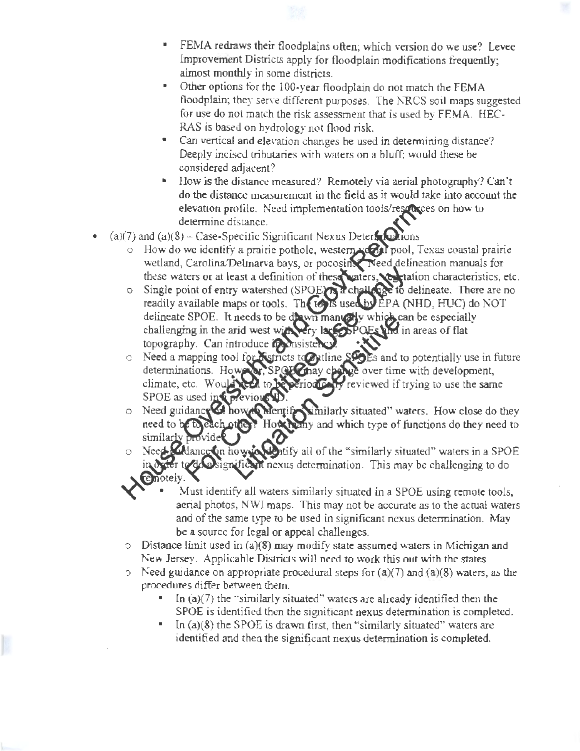- FEMA redraws their floodplains often; which version do we use? Levee Improvement Districts apply for floodplain modifications frequently; almost monthly in some districts.
- Other options for the 100-year floodplain do not match the FEMA floodplain; they serve different purposes. The NRCS soil maps suggested for use do not match the risk assessment that is used by FEMA. HEC-RAS is based on hydrology not flood risk.
- Can vertical and elevation changes be used in determining distance? Deeply incised tributaries with waters on a bluff; would these be considered adjacent?
- How is the distance measured? Remotely via aerial photography? Can't do the distance measurement in the field as it would take into account the elevation profile. Need implementation tools/resources on how to determine distance.

- (a)(7) and (a)(8) – Case-Specific Significant Nexus Determinations
  - How do we identify a prairie pothole, western vernal pool, Texas coastal prairie wetland, Carolina/Delmarva bays, or pocosins? Need delineation manuals for these waters or at least a definition of these waters, vegetation characteristics, etc.
  - Single point of entry watershed (SPOE) is a challenge to delineate. There are no readily available maps or tools. The tools used by EPA (NHD, HUC) do NOT delineate SPOE. It needs to be drawn manually which can be especially challenging in the arid west with very large SPOEs and in areas of flat topography. Can introduce inconsistency.
  - Need a mapping tool for districts to outline SPOEs and to potentially use in future determinations. However, SPOEs may change over time with development, climate, etc. Would need to be periodically reviewed if trying to use the same SPOE as used in a previous JD.
  - Need guidance on how to identify "similarly situated" waters. How close do they need to be to each other? How many and which type of functions do they need to similarly provide?
  - Need guidance on how to identify all of the "similarly situated" waters in a SPOE in order to do a significant nexus determination. This may be challenging to do remotely.
    - Must identify all waters similarly situated in a SPOE using remote tools, aerial photos, NWI maps. This may not be accurate as to the actual waters and of the same type to be used in significant nexus determination. May be a source for legal or appeal challenges.
  - Distance limit used in (a)(8) may modify state assumed waters in Michigan and New Jersey. Applicable Districts will need to work this out with the states.
  - Need guidance on appropriate procedural steps for (a)(7) and (a)(8) waters, as the procedures differ between them.
    - In (a)(7) the "similarly situated" waters are already identified then the SPOE is identified then the significant nexus determination is completed.
    - In (a)(8) the SPOE is drawn first, then "similarly situated" waters are identified and then the significant nexus determination is completed.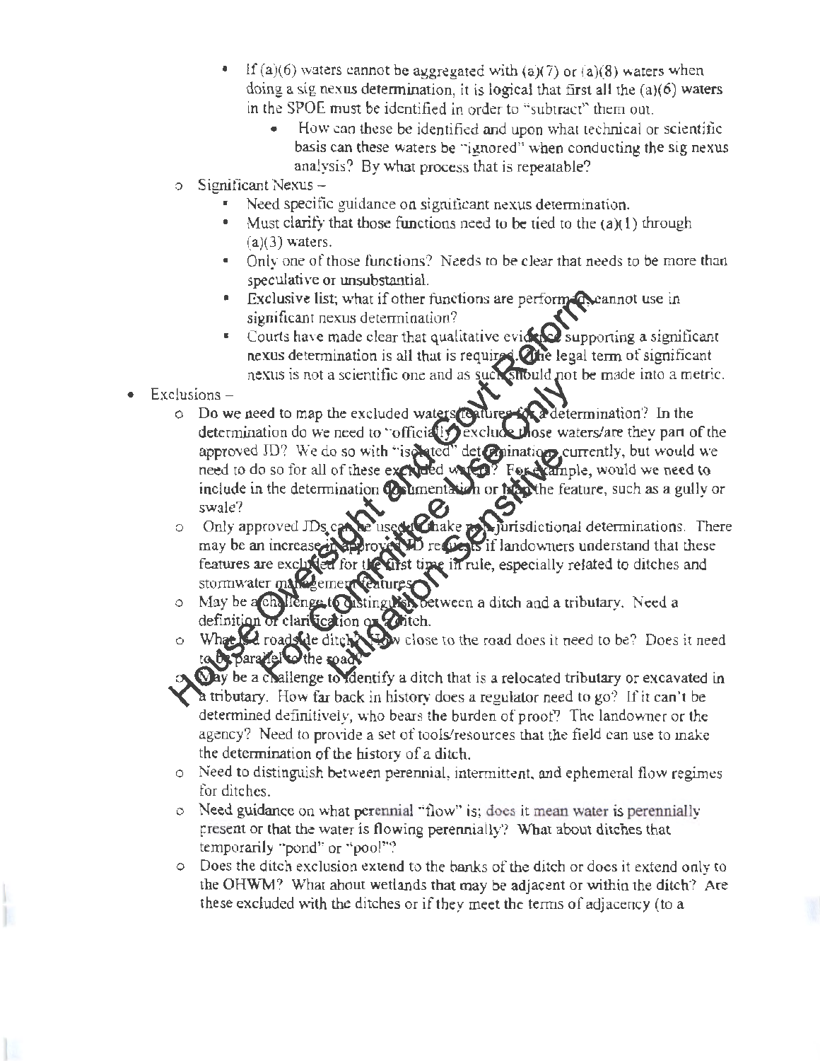- If (a)(6) waters cannot be aggregated with (a)(7) or (a)(8) waters when doing a sig nexus determination, it is logical that first all the (a)(6) waters in the SPOE must be identified in order to "subtract" them out.
  - How can these be identified and upon what technical or scientific basis can these waters be "ignored" when conducting the sig nexus analysis? By what process that is repeatable?
- Significant Nexus –
  - Need specific guidance on significant nexus determination.
  - Must clarify that those functions need to be tied to the (a)(1) through (a)(3) waters.
  - Only one of those functions? Needs to be clear that needs to be more than speculative or unsubstantial.
  - Exclusive list; what if other functions are performed, cannot use in significant nexus determination?
  - Courts have made clear that qualitative evidence supporting a significant nexus determination is all that is required. The legal term of significant nexus is not a scientific one and as such should not be made into a metric.

- Exclusions –
  - Do we need to map the excluded waters/features for a determination? In the determination do we need to "officially" exclude those waters/are they part of the approved JD? We do so with "isolated" determinations currently, but would we need to do so for all of these excluded waters? For example, would we need to include in the determination documentation or map the feature, such as a gully or swale?
  - Only approved JDs can be used to make non-jurisdictional determinations. There may be an increase in approved JD requests if landowners understand that these features are excluded for the first time in rule, especially related to ditches and stormwater management features.
  - May be a challenge to distinguish between a ditch and a tributary. Need a definition or clarification on a ditch.
  - What is a roadside ditch? How close to the road does it need to be? Does it need to be parallel to the road?
  - May be a challenge to identify a ditch that is a relocated tributary or excavated in a tributary. How far back in history does a regulator need to go? If it can't be determined definitively, who bears the burden of proof? The landowner or the agency? Need to provide a set of tools/resources that the field can use to make the determination of the history of a ditch.
  - Need to distinguish between perennial, intermittent, and ephemeral flow regimes for ditches.
  - Need guidance on what perennial "flow" is; does it mean water is perennially present or that the water is flowing perennially? What about ditches that temporarily "pond" or "pool"?
  - Does the ditch exclusion extend to the banks of the ditch or does it extend only to the OHWM? What about wetlands that may be adjacent or within the ditch? Are these excluded with the ditches or if they meet the terms of adjacency (to a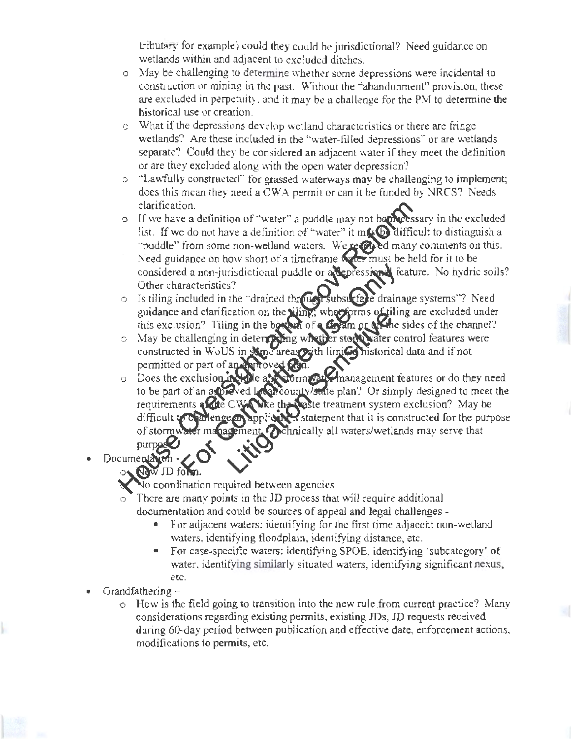tributary for example) could they could be jurisdictional? Need guidance on wetlands within and adjacent to excluded ditches.

- May be challenging to determine whether some depressions were incidental to construction or mining in the past. Without the "abandonment" provision, these are excluded in perpetuity, and it may be a challenge for the PM to determine the historical use or creation.
- What if the depressions develop wetland characteristics or there are fringe wetlands? Are these included in the "water-filled depressions" or are wetlands separate? Could they be considered an adjacent water if they meet the definition or are they excluded along with the open water depression?
- "Lawfully constructed" for grassed waterways may be challenging to implement; does this mean they need a CWA permit or can it be funded by NRCS? Needs clarification.
- If we have a definition of "water" a puddle may not be necessary in the excluded list. If we do not have a definition of "water" it may be difficult to distinguish a "puddle" from some non-wetland waters. We received many comments on this. Need guidance on how short of a timeframe water must be held for it to be considered a non-jurisdictional puddle or a depressional feature. No hydric soils? Other characteristics?
- Is tiling included in the "drained through subsurface drainage systems"? Need guidance and clarification on the tiling; what forms of tiling are excluded under this exclusion? Tiling in the bottom of a stream or at the sides of the channel?
- May be challenging in determining whether stormwater control features were constructed in WoUS in some areas with limited historical data and if not permitted or part of an approved plan.
- Does the exclusion include any stormwater management features or do they need to be part of an approved local/county/state plan? Or simply designed to meet the requirements of the CWA like the waste treatment system exclusion? May be difficult to challenge an applicant's statement that it is constructed for the purpose of stormwater management. Technically all waters/wetlands may serve that purpose.

- Documentation -
  - New JD form.
  - No coordination required between agencies.
  - There are many points in the JD process that will require additional documentation and could be sources of appeal and legal challenges -
    - For adjacent waters: identifying for the first time adjacent non-wetland waters, identifying floodplain, identifying distance, etc.
    - For case-specific waters: identifying SPOE, identifying 'subcategory' of water, identifying similarly situated waters, identifying significant nexus, etc.
- Grandfathering –
  - How is the field going to transition into the new rule from current practice? Many considerations regarding existing permits, existing JDs, JD requests received during 60-day period between publication and effective date, enforcement actions, modifications to permits, etc.